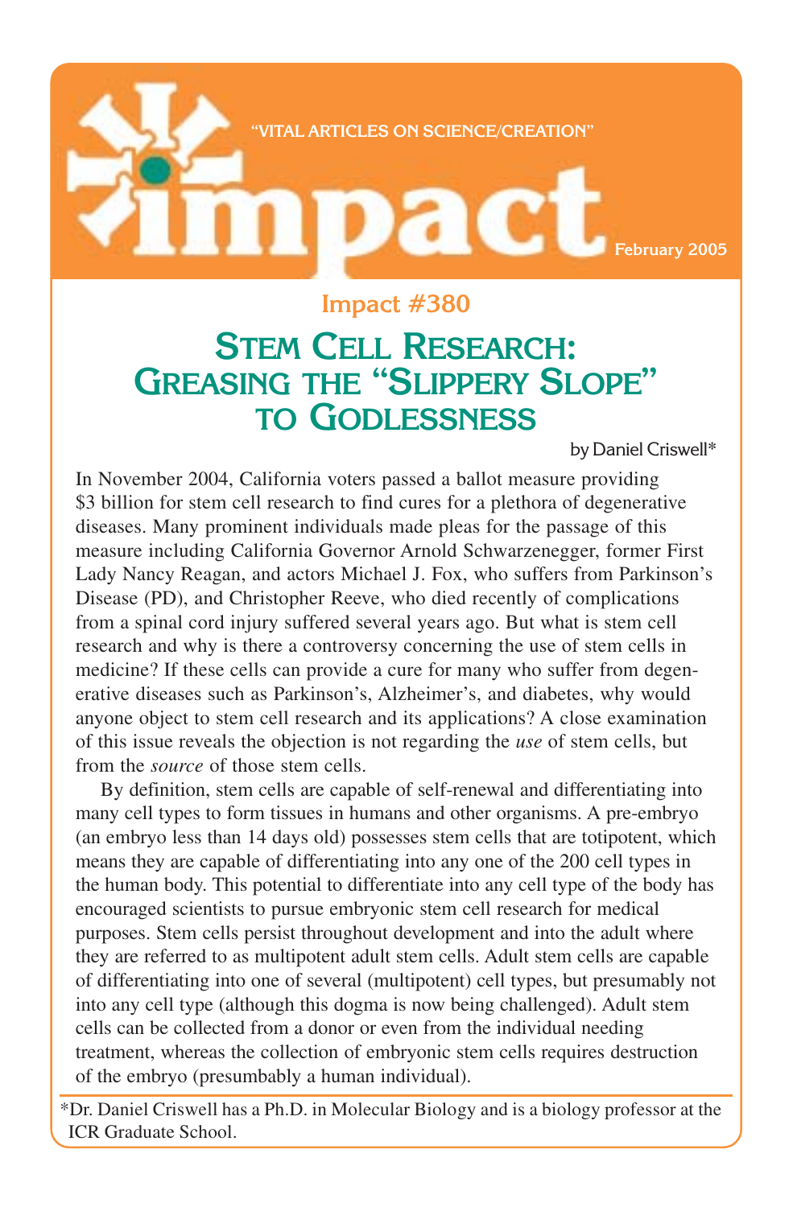"VITAL ARTICLES ON SCIENCE/CREATION"

# impact

February 2005

## Impact #380

# Stem Cell Research: Greasing the "Slippery Slope" to Godlessness

by Daniel Criswell*

In November 2004, California voters passed a ballot measure providing \$3 billion for stem cell research to find cures for a plethora of degenerative diseases. Many prominent individuals made pleas for the passage of this measure including California Governor Arnold Schwarzenegger, former First Lady Nancy Reagan, and actors Michael J. Fox, who suffers from Parkinson's Disease (PD), and Christopher Reeve, who died recently of complications from a spinal cord injury suffered several years ago. But what is stem cell research and why is there a controversy concerning the use of stem cells in medicine? If these cells can provide a cure for many who suffer from degenerative diseases such as Parkinson's, Alzheimer's, and diabetes, why would anyone object to stem cell research and its applications? A close examination of this issue reveals the objection is not regarding the *use* of stem cells, but from the *source* of those stem cells.

By definition, stem cells are capable of self-renewal and differentiating into many cell types to form tissues in humans and other organisms. A pre-embryo (an embryo less than 14 days old) possesses stem cells that are totipotent, which means they are capable of differentiating into any one of the 200 cell types in the human body. This potential to differentiate into any cell type of the body has encouraged scientists to pursue embryonic stem cell research for medical purposes. Stem cells persist throughout development and into the adult where they are referred to as multipotent adult stem cells. Adult stem cells are capable of differentiating into one of several (multipotent) cell types, but presumably not into any cell type (although this dogma is now being challenged). Adult stem cells can be collected from a donor or even from the individual needing treatment, whereas the collection of embryonic stem cells requires destruction of the embryo (presumably a human individual).

*Dr. Daniel Criswell has a Ph.D. in Molecular Biology and is a biology professor at the ICR Graduate School.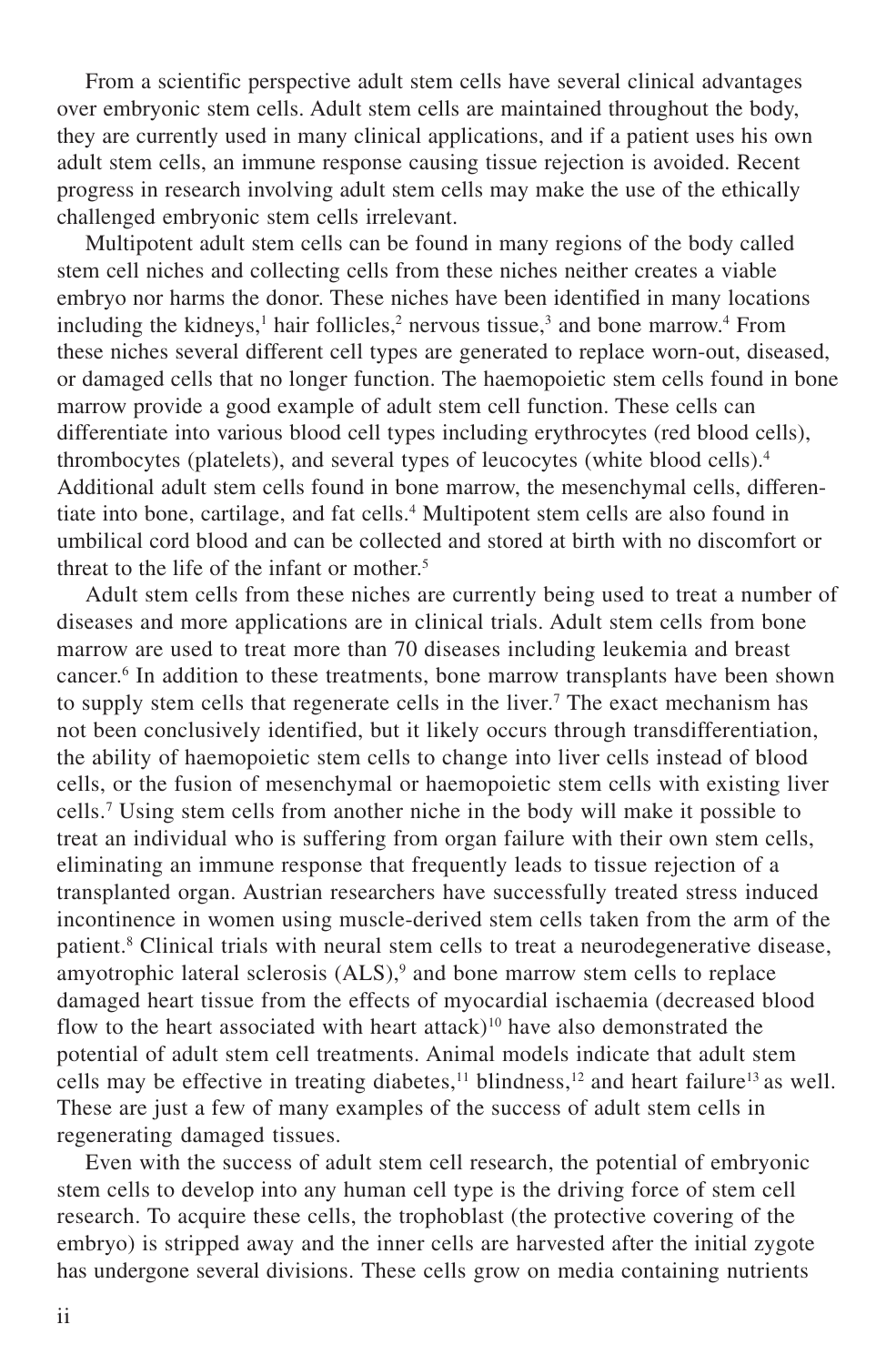From a scientific perspective adult stem cells have several clinical advantages over embryonic stem cells. Adult stem cells are maintained throughout the body, they are currently used in many clinical applications, and if a patient uses his own adult stem cells, an immune response causing tissue rejection is avoided. Recent progress in research involving adult stem cells may make the use of the ethically challenged embryonic stem cells irrelevant.

Multipotent adult stem cells can be found in many regions of the body called stem cell niches and collecting cells from these niches neither creates a viable embryo nor harms the donor. These niches have been identified in many locations including the kidneys,[1] hair follicles,[2] nervous tissue,[3] and bone marrow.[4] From these niches several different cell types are generated to replace worn-out, diseased, or damaged cells that no longer function. The haemopoietic stem cells found in bone marrow provide a good example of adult stem cell function. These cells can differentiate into various blood cell types including erythrocytes (red blood cells), thrombocytes (platelets), and several types of leucocytes (white blood cells).[4] Additional adult stem cells found in bone marrow, the mesenchymal cells, differentiate into bone, cartilage, and fat cells.[4] Multipotent stem cells are also found in umbilical cord blood and can be collected and stored at birth with no discomfort or threat to the life of the infant or mother.[5]

Adult stem cells from these niches are currently being used to treat a number of diseases and more applications are in clinical trials. Adult stem cells from bone marrow are used to treat more than 70 diseases including leukemia and breast cancer.[6] In addition to these treatments, bone marrow transplants have been shown to supply stem cells that regenerate cells in the liver.[7] The exact mechanism has not been conclusively identified, but it likely occurs through transdifferentiation, the ability of haemopoietic stem cells to change into liver cells instead of blood cells, or the fusion of mesenchymal or haemopoietic stem cells with existing liver cells.[7] Using stem cells from another niche in the body will make it possible to treat an individual who is suffering from organ failure with their own stem cells, eliminating an immune response that frequently leads to tissue rejection of a transplanted organ. Austrian researchers have successfully treated stress induced incontinence in women using muscle-derived stem cells taken from the arm of the patient.[8] Clinical trials with neural stem cells to treat a neurodegenerative disease, amyotrophic lateral sclerosis (ALS),[9] and bone marrow stem cells to replace damaged heart tissue from the effects of myocardial ischaemia (decreased blood flow to the heart associated with heart attack)[10] have also demonstrated the potential of adult stem cell treatments. Animal models indicate that adult stem cells may be effective in treating diabetes,[11] blindness,[12] and heart failure[13] as well. These are just a few of many examples of the success of adult stem cells in regenerating damaged tissues.

Even with the success of adult stem cell research, the potential of embryonic stem cells to develop into any human cell type is the driving force of stem cell research. To acquire these cells, the trophoblast (the protective covering of the embryo) is stripped away and the inner cells are harvested after the initial zygote has undergone several divisions. These cells grow on media containing nutrients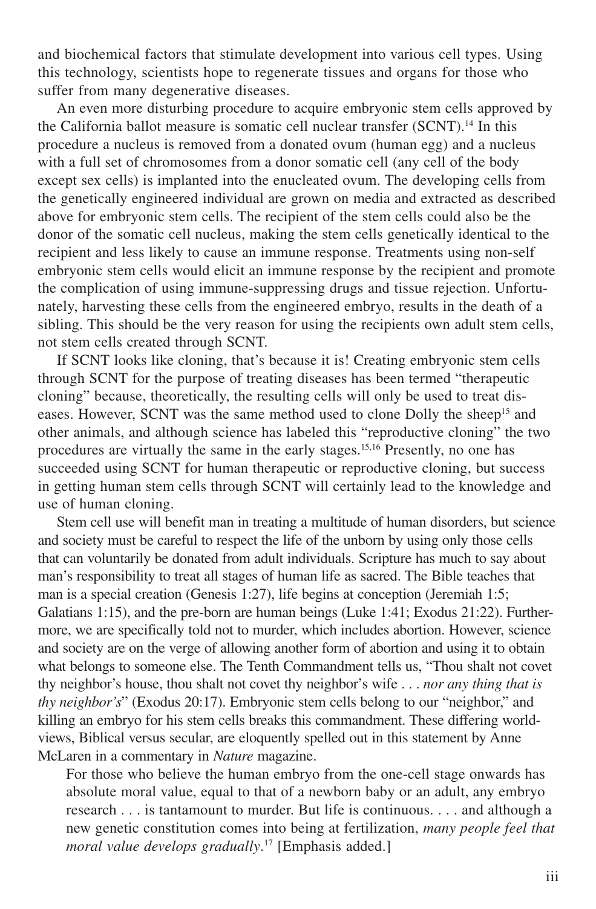and biochemical factors that stimulate development into various cell types. Using this technology, scientists hope to regenerate tissues and organs for those who suffer from many degenerative diseases.

An even more disturbing procedure to acquire embryonic stem cells approved by the California ballot measure is somatic cell nuclear transfer (SCNT).[14] In this procedure a nucleus is removed from a donated ovum (human egg) and a nucleus with a full set of chromosomes from a donor somatic cell (any cell of the body except sex cells) is implanted into the enucleated ovum. The developing cells from the genetically engineered individual are grown on media and extracted as described above for embryonic stem cells. The recipient of the stem cells could also be the donor of the somatic cell nucleus, making the stem cells genetically identical to the recipient and less likely to cause an immune response. Treatments using non-self embryonic stem cells would elicit an immune response by the recipient and promote the complication of using immune-suppressing drugs and tissue rejection. Unfortunately, harvesting these cells from the engineered embryo, results in the death of a sibling. This should be the very reason for using the recipients own adult stem cells, not stem cells created through SCNT.

If SCNT looks like cloning, that's because it is! Creating embryonic stem cells through SCNT for the purpose of treating diseases has been termed "therapeutic cloning" because, theoretically, the resulting cells will only be used to treat diseases. However, SCNT was the same method used to clone Dolly the sheep[15] and other animals, and although science has labeled this "reproductive cloning" the two procedures are virtually the same in the early stages.[15,16] Presently, no one has succeeded using SCNT for human therapeutic or reproductive cloning, but success in getting human stem cells through SCNT will certainly lead to the knowledge and use of human cloning.

Stem cell use will benefit man in treating a multitude of human disorders, but science and society must be careful to respect the life of the unborn by using only those cells that can voluntarily be donated from adult individuals. Scripture has much to say about man's responsibility to treat all stages of human life as sacred. The Bible teaches that man is a special creation (Genesis 1:27), life begins at conception (Jeremiah 1:5; Galatians 1:15), and the pre-born are human beings (Luke 1:41; Exodus 21:22). Furthermore, we are specifically told not to murder, which includes abortion. However, science and society are on the verge of allowing another form of abortion and using it to obtain what belongs to someone else. The Tenth Commandment tells us, "Thou shalt not covet thy neighbor's house, thou shalt not covet thy neighbor's wife . . . *nor any thing that is thy neighbor's*" (Exodus 20:17). Embryonic stem cells belong to our "neighbor," and killing an embryo for his stem cells breaks this commandment. These differing worldviews, Biblical versus secular, are eloquently spelled out in this statement by Anne McLaren in a commentary in *Nature* magazine.

> For those who believe the human embryo from the one-cell stage onwards has absolute moral value, equal to that of a newborn baby or an adult, any embryo research . . . is tantamount to murder. But life is continuous. . . . and although a new genetic constitution comes into being at fertilization, *many people feel that moral value develops gradually*.[17] [Emphasis added.]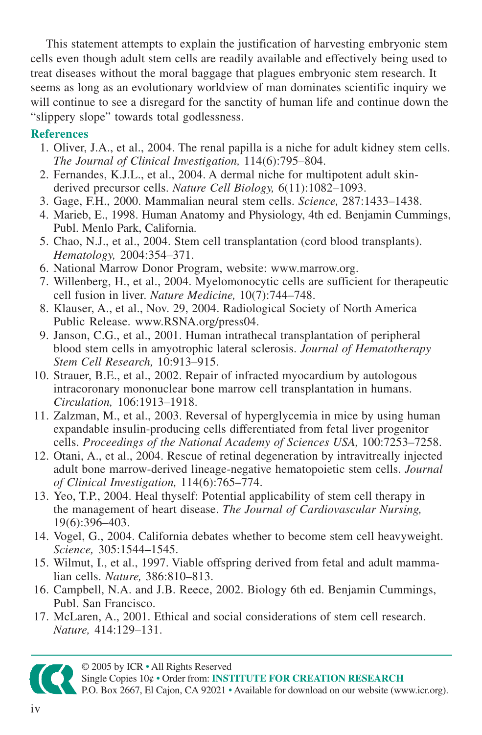This statement attempts to explain the justification of harvesting embryonic stem cells even though adult stem cells are readily available and effectively being used to treat diseases without the moral baggage that plagues embryonic stem research. It seems as long as an evolutionary worldview of man dominates scientific inquiry we will continue to see a disregard for the sanctity of human life and continue down the "slippery slope" towards total godlessness.

### References

1. Oliver, J.A., et al., 2004. The renal papilla is a niche for adult kidney stem cells. *The Journal of Clinical Investigation,* 114(6):795–804.
2. Fernandes, K.J.L., et al., 2004. A dermal niche for multipotent adult skin-derived precursor cells. *Nature Cell Biology,* 6(11):1082–1093.
3. Gage, F.H., 2000. Mammalian neural stem cells. *Science,* 287:1433–1438.
4. Marieb, E., 1998. Human Anatomy and Physiology, 4th ed. Benjamin Cummings, Publ. Menlo Park, California.
5. Chao, N.J., et al., 2004. Stem cell transplantation (cord blood transplants). *Hematology,* 2004:354–371.
6. National Marrow Donor Program, website: www.marrow.org.
7. Willenberg, H., et al., 2004. Myelomonocytic cells are sufficient for therapeutic cell fusion in liver. *Nature Medicine,* 10(7):744–748.
8. Klauser, A., et al., Nov. 29, 2004. Radiological Society of North America Public Release. www.RSNA.org/press04.
9. Janson, C.G., et al., 2001. Human intrathecal transplantation of peripheral blood stem cells in amyotrophic lateral sclerosis. *Journal of Hematotherapy Stem Cell Research,* 10:913–915.
10. Strauer, B.E., et al., 2002. Repair of infracted myocardium by autologous intracoronary mononuclear bone marrow cell transplantation in humans. *Circulation,* 106:1913–1918.
11. Zalzman, M., et al., 2003. Reversal of hyperglycemia in mice by using human expandable insulin-producing cells differentiated from fetal liver progenitor cells. *Proceedings of the National Academy of Sciences USA,* 100:7253–7258.
12. Otani, A., et al., 2004. Rescue of retinal degeneration by intravitreally injected adult bone marrow-derived lineage-negative hematopoietic stem cells. *Journal of Clinical Investigation,* 114(6):765–774.
13. Yeo, T.P., 2004. Heal thyself: Potential applicability of stem cell therapy in the management of heart disease. *The Journal of Cardiovascular Nursing,* 19(6):396–403.
14. Vogel, G., 2004. California debates whether to become stem cell heavyweight. *Science,* 305:1544–1545.
15. Wilmut, I., et al., 1997. Viable offspring derived from fetal and adult mammalian cells. *Nature,* 386:810–813.
16. Campbell, N.A. and J.B. Reece, 2002. Biology 6th ed. Benjamin Cummings, Publ. San Francisco.
17. McLaren, A., 2001. Ethical and social considerations of stem cell research. *Nature,* 414:129–131.

© 2005 by ICR • All Rights Reserved
Single Copies 10¢ • Order from: **INSTITUTE FOR CREATION RESEARCH**
P.O. Box 2667, El Cajon, CA 92021 • Available for download on our website (www.icr.org).